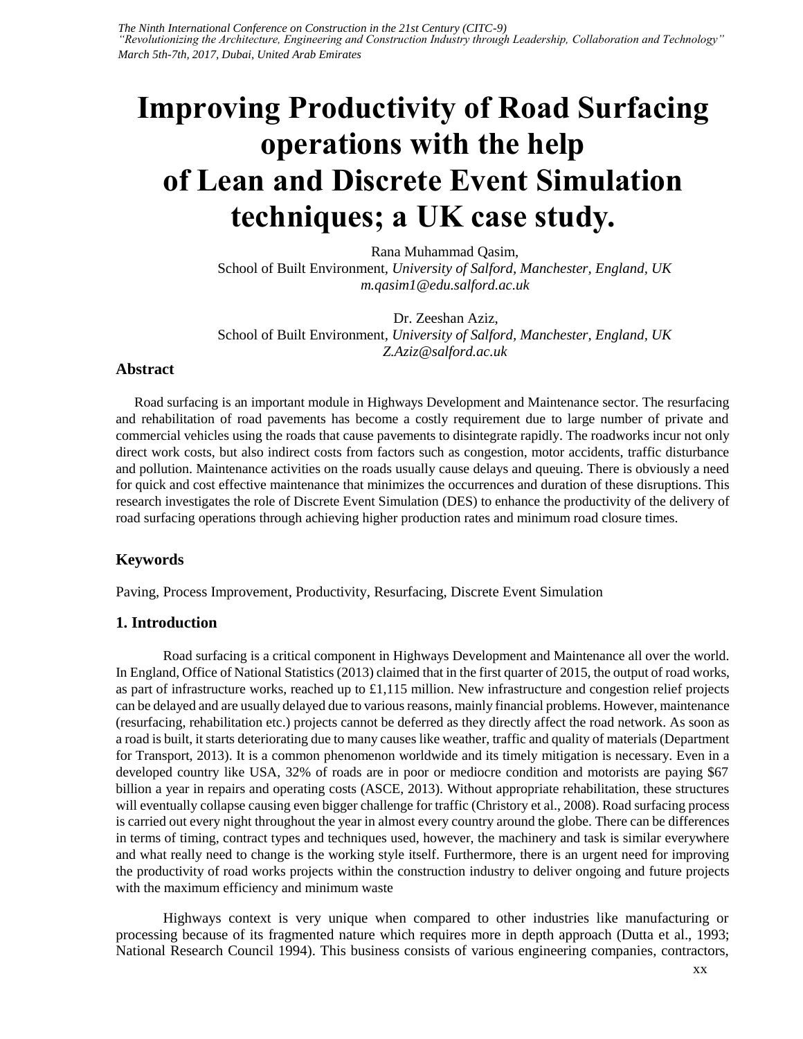# Improving Productivity of Road Surfacing operations with the help of Lean and Discrete Event Simulation techniques; a UK case study.

Rana Muhammad Qasim,
School of Built Environment, *University of Salford, Manchester, England, UK*
*m.qasim1@edu.salford.ac.uk*

Dr. Zeeshan Aziz,
School of Built Environment, *University of Salford, Manchester, England, UK*
*Z.Aziz@salford.ac.uk*

## Abstract

Road surfacing is an important module in Highways Development and Maintenance sector. The resurfacing and rehabilitation of road pavements has become a costly requirement due to large number of private and commercial vehicles using the roads that cause pavements to disintegrate rapidly. The roadworks incur not only direct work costs, but also indirect costs from factors such as congestion, motor accidents, traffic disturbance and pollution. Maintenance activities on the roads usually cause delays and queuing. There is obviously a need for quick and cost effective maintenance that minimizes the occurrences and duration of these disruptions. This research investigates the role of Discrete Event Simulation (DES) to enhance the productivity of the delivery of road surfacing operations through achieving higher production rates and minimum road closure times.

## Keywords

Paving, Process Improvement, Productivity, Resurfacing, Discrete Event Simulation

## 1. Introduction

Road surfacing is a critical component in Highways Development and Maintenance all over the world. In England, Office of National Statistics (2013) claimed that in the first quarter of 2015, the output of road works, as part of infrastructure works, reached up to £1,115 million. New infrastructure and congestion relief projects can be delayed and are usually delayed due to various reasons, mainly financial problems. However, maintenance (resurfacing, rehabilitation etc.) projects cannot be deferred as they directly affect the road network. As soon as a road is built, it starts deteriorating due to many causes like weather, traffic and quality of materials (Department for Transport, 2013). It is a common phenomenon worldwide and its timely mitigation is necessary. Even in a developed country like USA, 32% of roads are in poor or mediocre condition and motorists are paying $67 billion a year in repairs and operating costs (ASCE, 2013). Without appropriate rehabilitation, these structures will eventually collapse causing even bigger challenge for traffic (Christory et al., 2008). Road surfacing process is carried out every night throughout the year in almost every country around the globe. There can be differences in terms of timing, contract types and techniques used, however, the machinery and task is similar everywhere and what really need to change is the working style itself. Furthermore, there is an urgent need for improving the productivity of road works projects within the construction industry to deliver ongoing and future projects with the maximum efficiency and minimum waste

Highways context is very unique when compared to other industries like manufacturing or processing because of its fragmented nature which requires more in depth approach (Dutta et al., 1993; National Research Council 1994). This business consists of various engineering companies, contractors,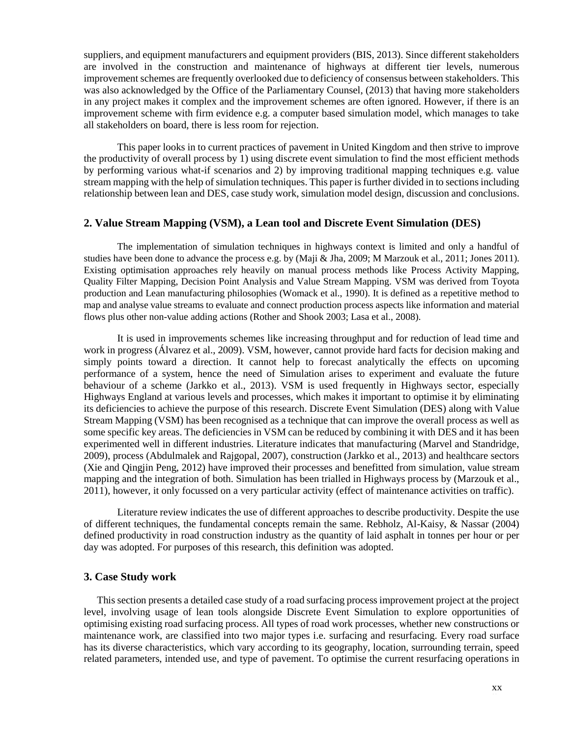suppliers, and equipment manufacturers and equipment providers (BIS, 2013). Since different stakeholders are involved in the construction and maintenance of highways at different tier levels, numerous improvement schemes are frequently overlooked due to deficiency of consensus between stakeholders. This was also acknowledged by the Office of the Parliamentary Counsel, (2013) that having more stakeholders in any project makes it complex and the improvement schemes are often ignored. However, if there is an improvement scheme with firm evidence e.g. a computer based simulation model, which manages to take all stakeholders on board, there is less room for rejection.

This paper looks in to current practices of pavement in United Kingdom and then strive to improve the productivity of overall process by 1) using discrete event simulation to find the most efficient methods by performing various what-if scenarios and 2) by improving traditional mapping techniques e.g. value stream mapping with the help of simulation techniques. This paper is further divided in to sections including relationship between lean and DES, case study work, simulation model design, discussion and conclusions.

## 2. Value Stream Mapping (VSM), a Lean tool and Discrete Event Simulation (DES)

The implementation of simulation techniques in highways context is limited and only a handful of studies have been done to advance the process e.g. by (Maji & Jha, 2009; M Marzouk et al., 2011; Jones 2011). Existing optimisation approaches rely heavily on manual process methods like Process Activity Mapping, Quality Filter Mapping, Decision Point Analysis and Value Stream Mapping. VSM was derived from Toyota production and Lean manufacturing philosophies (Womack et al., 1990). It is defined as a repetitive method to map and analyse value streams to evaluate and connect production process aspects like information and material flows plus other non-value adding actions (Rother and Shook 2003; Lasa et al., 2008).

It is used in improvements schemes like increasing throughput and for reduction of lead time and work in progress (Álvarez et al., 2009). VSM, however, cannot provide hard facts for decision making and simply points toward a direction. It cannot help to forecast analytically the effects on upcoming performance of a system, hence the need of Simulation arises to experiment and evaluate the future behaviour of a scheme (Jarkko et al., 2013). VSM is used frequently in Highways sector, especially Highways England at various levels and processes, which makes it important to optimise it by eliminating its deficiencies to achieve the purpose of this research. Discrete Event Simulation (DES) along with Value Stream Mapping (VSM) has been recognised as a technique that can improve the overall process as well as some specific key areas. The deficiencies in VSM can be reduced by combining it with DES and it has been experimented well in different industries. Literature indicates that manufacturing (Marvel and Standridge, 2009), process (Abdulmalek and Rajgopal, 2007), construction (Jarkko et al., 2013) and healthcare sectors (Xie and Qingjin Peng, 2012) have improved their processes and benefitted from simulation, value stream mapping and the integration of both. Simulation has been trialled in Highways process by (Marzouk et al., 2011), however, it only focussed on a very particular activity (effect of maintenance activities on traffic).

Literature review indicates the use of different approaches to describe productivity. Despite the use of different techniques, the fundamental concepts remain the same. Rebholz, Al-Kaisy, & Nassar (2004) defined productivity in road construction industry as the quantity of laid asphalt in tonnes per hour or per day was adopted. For purposes of this research, this definition was adopted.

## 3. Case Study work

This section presents a detailed case study of a road surfacing process improvement project at the project level, involving usage of lean tools alongside Discrete Event Simulation to explore opportunities of optimising existing road surfacing process. All types of road work processes, whether new constructions or maintenance work, are classified into two major types i.e. surfacing and resurfacing. Every road surface has its diverse characteristics, which vary according to its geography, location, surrounding terrain, speed related parameters, intended use, and type of pavement. To optimise the current resurfacing operations in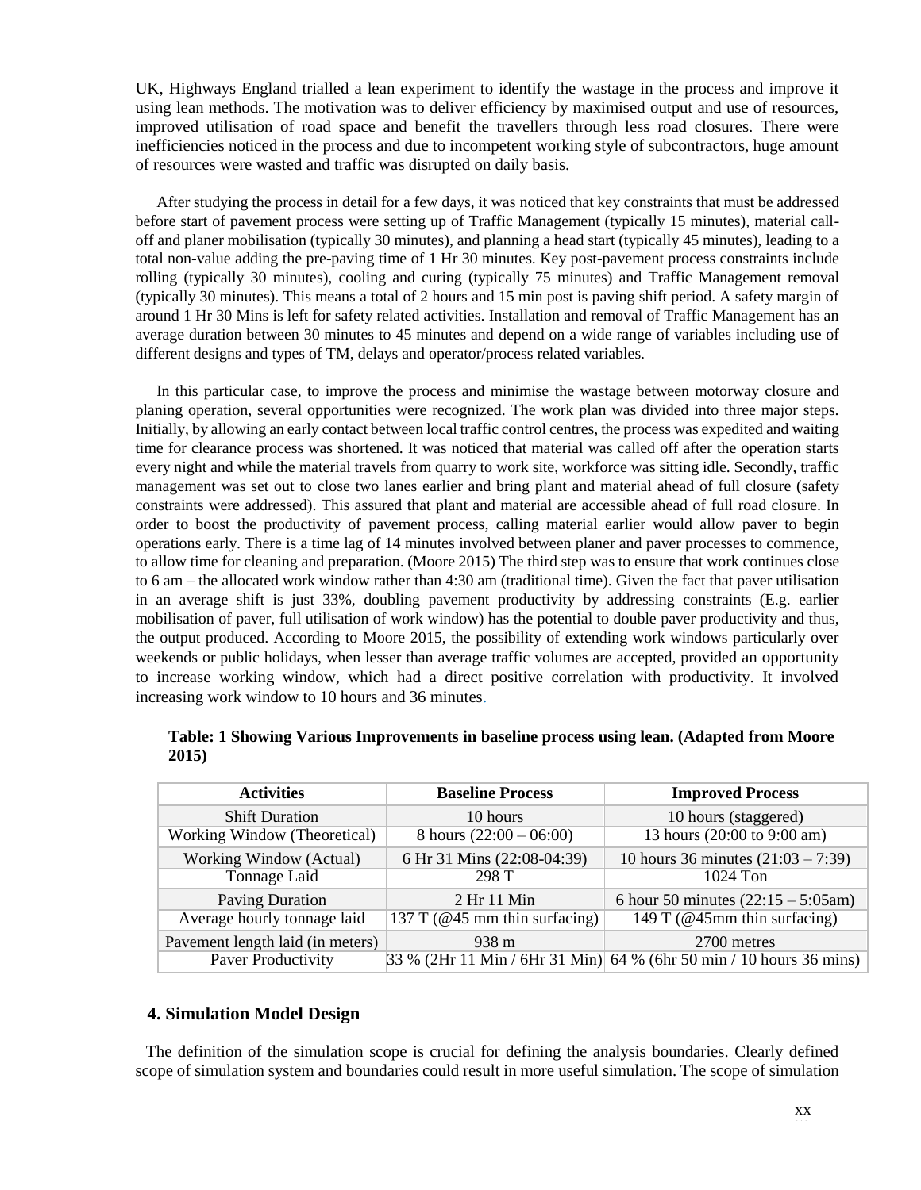UK, Highways England trialled a lean experiment to identify the wastage in the process and improve it using lean methods. The motivation was to deliver efficiency by maximised output and use of resources, improved utilisation of road space and benefit the travellers through less road closures. There were inefficiencies noticed in the process and due to incompetent working style of subcontractors, huge amount of resources were wasted and traffic was disrupted on daily basis.

After studying the process in detail for a few days, it was noticed that key constraints that must be addressed before start of pavement process were setting up of Traffic Management (typically 15 minutes), material call-off and planer mobilisation (typically 30 minutes), and planning a head start (typically 45 minutes), leading to a total non-value adding the pre-paving time of 1 Hr 30 minutes. Key post-pavement process constraints include rolling (typically 30 minutes), cooling and curing (typically 75 minutes) and Traffic Management removal (typically 30 minutes). This means a total of 2 hours and 15 min post is paving shift period. A safety margin of around 1 Hr 30 Mins is left for safety related activities. Installation and removal of Traffic Management has an average duration between 30 minutes to 45 minutes and depend on a wide range of variables including use of different designs and types of TM, delays and operator/process related variables.

In this particular case, to improve the process and minimise the wastage between motorway closure and planing operation, several opportunities were recognized. The work plan was divided into three major steps. Initially, by allowing an early contact between local traffic control centres, the process was expedited and waiting time for clearance process was shortened. It was noticed that material was called off after the operation starts every night and while the material travels from quarry to work site, workforce was sitting idle. Secondly, traffic management was set out to close two lanes earlier and bring plant and material ahead of full closure (safety constraints were addressed). This assured that plant and material are accessible ahead of full road closure. In order to boost the productivity of pavement process, calling material earlier would allow paver to begin operations early. There is a time lag of 14 minutes involved between planer and paver processes to commence, to allow time for cleaning and preparation. (Moore 2015) The third step was to ensure that work continues close to 6 am – the allocated work window rather than 4:30 am (traditional time). Given the fact that paver utilisation in an average shift is just 33%, doubling pavement productivity by addressing constraints (E.g. earlier mobilisation of paver, full utilisation of work window) has the potential to double paver productivity and thus, the output produced. According to Moore 2015, the possibility of extending work windows particularly over weekends or public holidays, when lesser than average traffic volumes are accepted, provided an opportunity to increase working window, which had a direct positive correlation with productivity. It involved increasing work window to 10 hours and 36 minutes.

**Table: 1 Showing Various Improvements in baseline process using lean. (Adapted from Moore 2015)**

| Activities | Baseline Process | Improved Process |
|---|---|---|
| Shift Duration | 10 hours | 10 hours (staggered) |
| Working Window (Theoretical) | 8 hours (22:00 – 06:00) | 13 hours (20:00 to 9:00 am) |
| Working Window (Actual) | 6 Hr 31 Mins (22:08-04:39) | 10 hours 36 minutes (21:03 – 7:39) |
| Tonnage Laid | 298 T | 1024 Ton |
| Paving Duration | 2 Hr 11 Min | 6 hour 50 minutes (22:15 – 5:05am) |
| Average hourly tonnage laid | 137 T (@45 mm thin surfacing) | 149 T (@45mm thin surfacing) |
| Pavement length laid (in meters) | 938 m | 2700 metres |
| Paver Productivity | 33 % (2Hr 11 Min / 6Hr 31 Min) | 64 % (6hr 50 min / 10 hours 36 mins) |

## 4. Simulation Model Design

The definition of the simulation scope is crucial for defining the analysis boundaries. Clearly defined scope of simulation system and boundaries could result in more useful simulation. The scope of simulation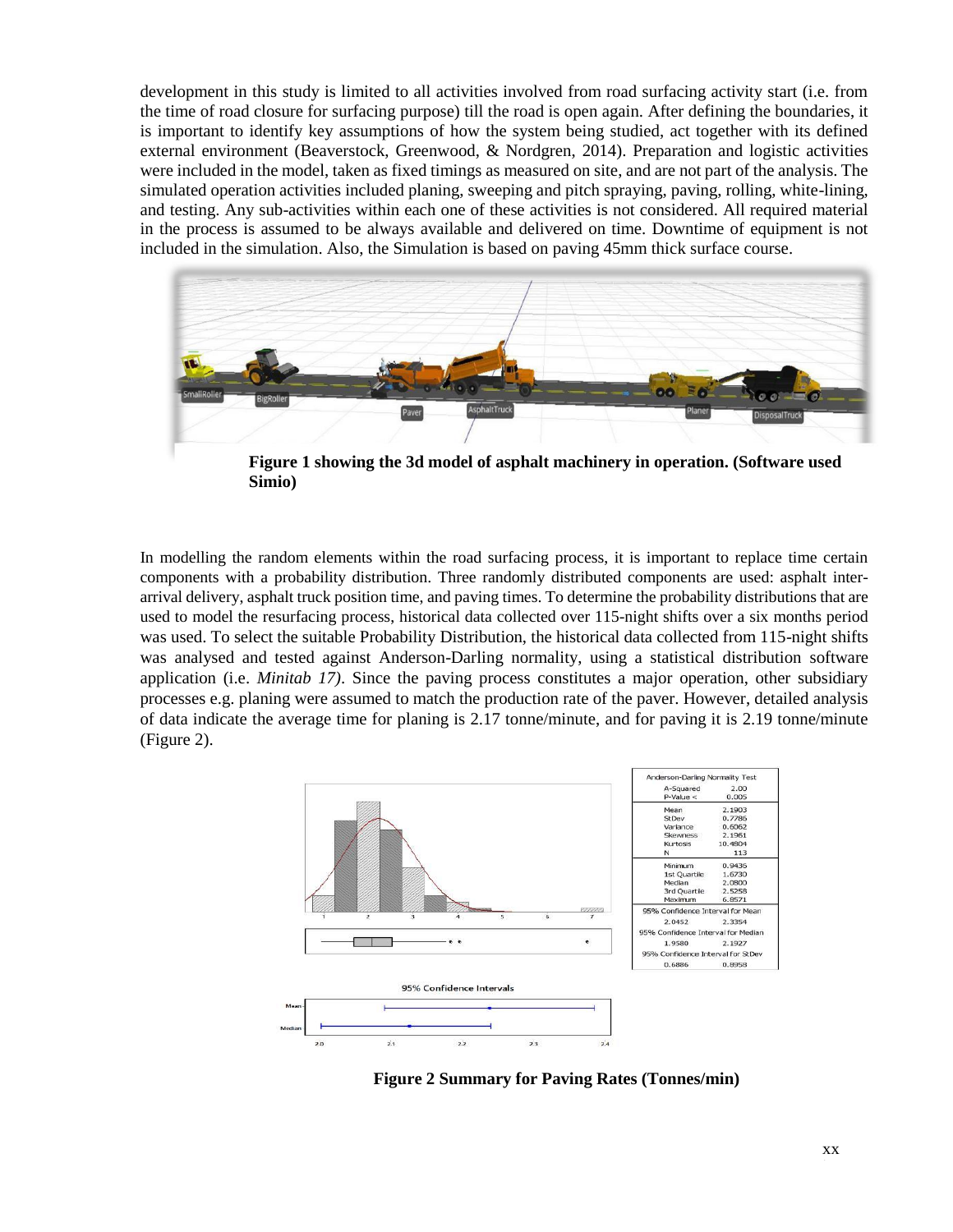development in this study is limited to all activities involved from road surfacing activity start (i.e. from the time of road closure for surfacing purpose) till the road is open again. After defining the boundaries, it is important to identify key assumptions of how the system being studied, act together with its defined external environment (Beaverstock, Greenwood, & Nordgren, 2014). Preparation and logistic activities were included in the model, taken as fixed timings as measured on site, and are not part of the analysis. The simulated operation activities included planing, sweeping and pitch spraying, paving, rolling, white-lining, and testing. Any sub-activities within each one of these activities is not considered. All required material in the process is assumed to be always available and delivered on time. Downtime of equipment is not included in the simulation. Also, the Simulation is based on paving 45mm thick surface course.

**Figure 1 showing the 3d model of asphalt machinery in operation. (Software used Simio)**

In modelling the random elements within the road surfacing process, it is important to replace time certain components with a probability distribution. Three randomly distributed components are used: asphalt inter-arrival delivery, asphalt truck position time, and paving times. To determine the probability distributions that are used to model the resurfacing process, historical data collected over 115-night shifts over a six months period was used. To select the suitable Probability Distribution, the historical data collected from 115-night shifts was analysed and tested against Anderson-Darling normality, using a statistical distribution software application (i.e. *Minitab 17)*. Since the paving process constitutes a major operation, other subsidiary processes e.g. planing were assumed to match the production rate of the paver. However, detailed analysis of data indicate the average time for planing is 2.17 tonne/minute, and for paving it is 2.19 tonne/minute (Figure 2).

| Anderson-Darling Normality Test | |
|---|---|
| A-Squared | 2.00 |
| P-Value < | 0.005 |
| Mean | 2.1903 |
| StDev | 0.7786 |
| Variance | 0.6062 |
| Skewness | 2.1961 |
| Kurtosis | 10.4804 |
| N | 113 |
| Minimum | 0.9436 |
| 1st Quartile | 1.6730 |
| Median | 2.0800 |
| 3rd Quartile | 2.5258 |
| Maximum | 6.8571 |
| 95% Confidence Interval for Mean | |
| 2.0452 | 2.3354 |
| 95% Confidence Interval for Median | |
| 1.9580 | 2.1927 |
| 95% Confidence Interval for StDev | |
| 0.6886 | 0.8958 |

**Figure 2 Summary for Paving Rates (Tonnes/min)**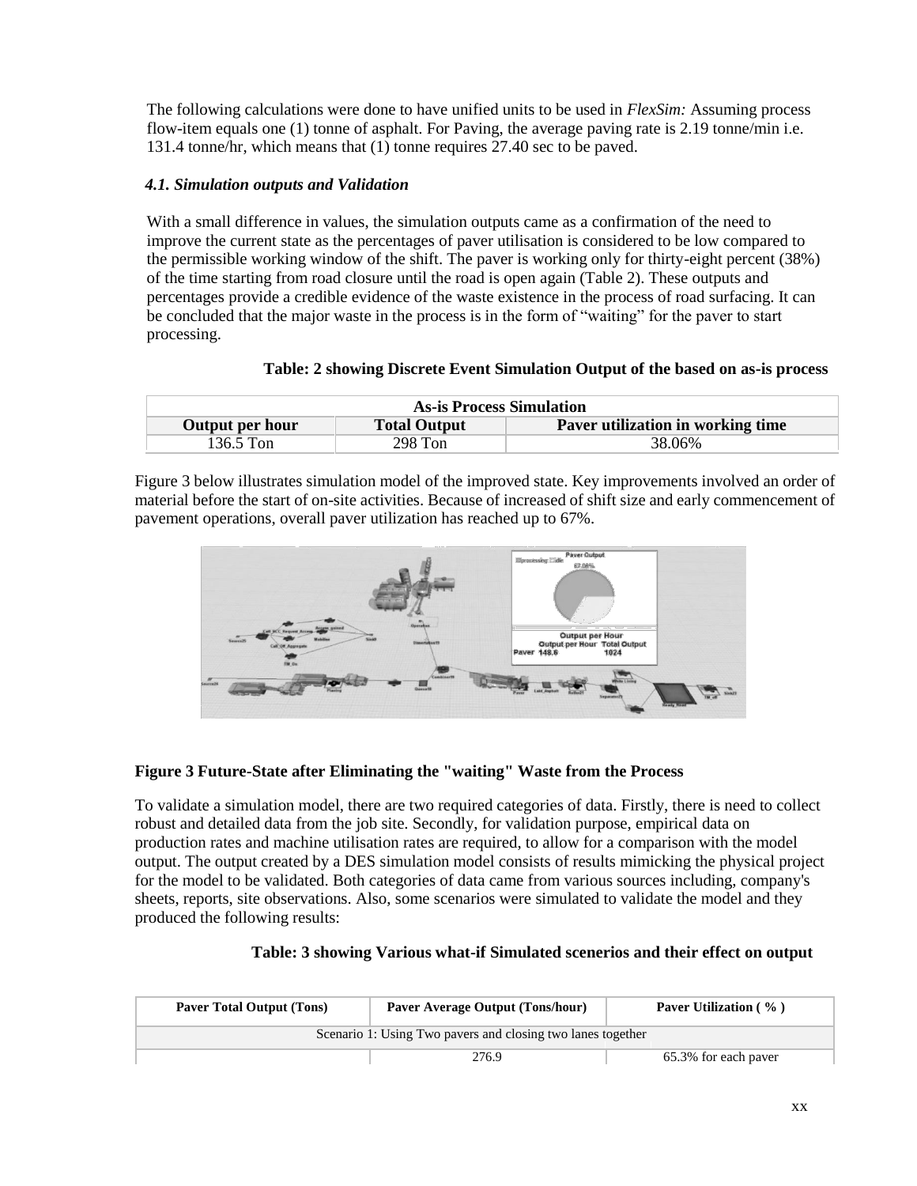The following calculations were done to have unified units to be used in *FlexSim:* Assuming process flow-item equals one (1) tonne of asphalt. For Paving, the average paving rate is 2.19 tonne/min i.e. 131.4 tonne/hr, which means that (1) tonne requires 27.40 sec to be paved.

### *4.1. Simulation outputs and Validation*

With a small difference in values, the simulation outputs came as a confirmation of the need to improve the current state as the percentages of paver utilisation is considered to be low compared to the permissible working window of the shift. The paver is working only for thirty-eight percent (38%) of the time starting from road closure until the road is open again (Table 2). These outputs and percentages provide a credible evidence of the waste existence in the process of road surfacing. It can be concluded that the major waste in the process is in the form of "waiting" for the paver to start processing.

**Table: 2 showing Discrete Event Simulation Output of the based on as-is process**

| As-is Process Simulation | | |
|---|---|---|
| **Output per hour** | **Total Output** | **Paver utilization in working time** |
| 136.5 Ton | 298 Ton | 38.06% |

Figure 3 below illustrates simulation model of the improved state. Key improvements involved an order of material before the start of on-site activities. Because of increased of shift size and early commencement of pavement operations, overall paver utilization has reached up to 67%.

**Figure 3 Future-State after Eliminating the "waiting" Waste from the Process**

To validate a simulation model, there are two required categories of data. Firstly, there is need to collect robust and detailed data from the job site. Secondly, for validation purpose, empirical data on production rates and machine utilisation rates are required, to allow for a comparison with the model output. The output created by a DES simulation model consists of results mimicking the physical project for the model to be validated. Both categories of data came from various sources including, company's sheets, reports, site observations. Also, some scenarios were simulated to validate the model and they produced the following results:

**Table: 3 showing Various what-if Simulated scenerios and their effect on output**

| Paver Total Output (Tons) | Paver Average Output (Tons/hour) | Paver Utilization ( % ) |
|---|---|---|
| Scenario 1: Using Two pavers and closing two lanes together | | |
| | 276.9 | 65.3% for each paver |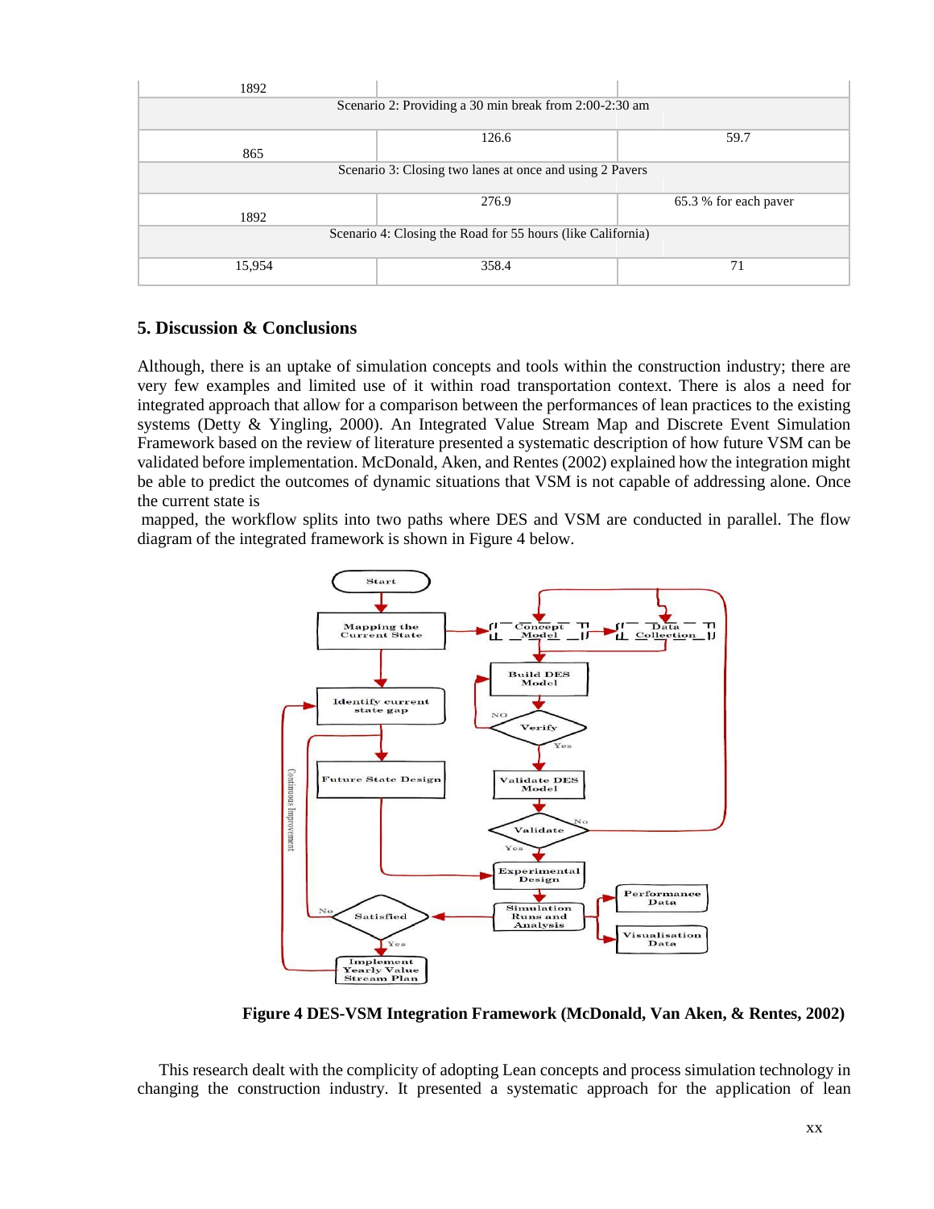| 1892 | | |
|---|---|---|
| Scenario 2: Providing a 30 min break from 2:00-2:30 am | | |
| 865 | 126.6 | 59.7 |
| Scenario 3: Closing two lanes at once and using 2 Pavers | | |
| 1892 | 276.9 | 65.3 % for each paver |
| Scenario 4: Closing the Road for 55 hours (like California) | | |
| 15,954 | 358.4 | 71 |

## 5. Discussion & Conclusions

Although, there is an uptake of simulation concepts and tools within the construction industry; there are very few examples and limited use of it within road transportation context. There is alos a need for integrated approach that allow for a comparison between the performances of lean practices to the existing systems (Detty & Yingling, 2000). An Integrated Value Stream Map and Discrete Event Simulation Framework based on the review of literature presented a systematic description of how future VSM can be validated before implementation. McDonald, Aken, and Rentes (2002) explained how the integration might be able to predict the outcomes of dynamic situations that VSM is not capable of addressing alone. Once the current state is mapped, the workflow splits into two paths where DES and VSM are conducted in parallel. The flow diagram of the integrated framework is shown in Figure 4 below.

**Figure 4 DES-VSM Integration Framework (McDonald, Van Aken, & Rentes, 2002)**

This research dealt with the complicity of adopting Lean concepts and process simulation technology in changing the construction industry. It presented a systematic approach for the application of lean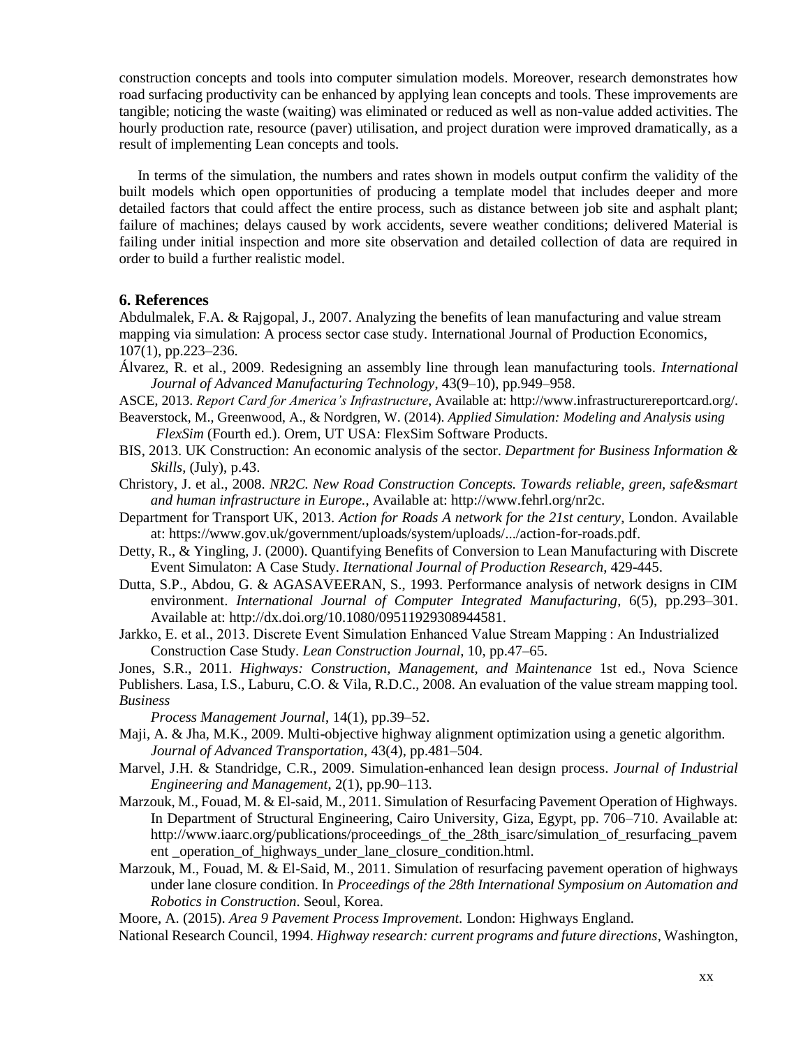construction concepts and tools into computer simulation models. Moreover, research demonstrates how road surfacing productivity can be enhanced by applying lean concepts and tools. These improvements are tangible; noticing the waste (waiting) was eliminated or reduced as well as non-value added activities. The hourly production rate, resource (paver) utilisation, and project duration were improved dramatically, as a result of implementing Lean concepts and tools.

In terms of the simulation, the numbers and rates shown in models output confirm the validity of the built models which open opportunities of producing a template model that includes deeper and more detailed factors that could affect the entire process, such as distance between job site and asphalt plant; failure of machines; delays caused by work accidents, severe weather conditions; delivered Material is failing under initial inspection and more site observation and detailed collection of data are required in order to build a further realistic model.

## 6. References

Abdulmalek, F.A. & Rajgopal, J., 2007. Analyzing the benefits of lean manufacturing and value stream mapping via simulation: A process sector case study. International Journal of Production Economics, 107(1), pp.223–236.

Álvarez, R. et al., 2009. Redesigning an assembly line through lean manufacturing tools. *International Journal of Advanced Manufacturing Technology*, 43(9–10), pp.949–958.

ASCE, 2013. *Report Card for America's Infrastructure*, Available at: http://www.infrastructurereportcard.org/.

Beaverstock, M., Greenwood, A., & Nordgren, W. (2014). *Applied Simulation: Modeling and Analysis using FlexSim* (Fourth ed.). Orem, UT USA: FlexSim Software Products.

BIS, 2013. UK Construction: An economic analysis of the sector. *Department for Business Information & Skills*, (July), p.43.

Christory, J. et al., 2008. *NR2C. New Road Construction Concepts. Towards reliable, green, safe&smart and human infrastructure in Europe.*, Available at: http://www.fehrl.org/nr2c.

Department for Transport UK, 2013. *Action for Roads A network for the 21st century*, London. Available at: https://www.gov.uk/government/uploads/system/uploads/.../action-for-roads.pdf.

Detty, R., & Yingling, J. (2000). Quantifying Benefits of Conversion to Lean Manufacturing with Discrete Event Simulaton: A Case Study. *Iternational Journal of Production Research*, 429-445.

Dutta, S.P., Abdou, G. & AGASAVEERAN, S., 1993. Performance analysis of network designs in CIM environment. *International Journal of Computer Integrated Manufacturing*, 6(5), pp.293–301. Available at: http://dx.doi.org/10.1080/09511929308944581.

Jarkko, E. et al., 2013. Discrete Event Simulation Enhanced Value Stream Mapping : An Industrialized Construction Case Study. *Lean Construction Journal*, 10, pp.47–65.

Jones, S.R., 2011. *Highways: Construction, Management, and Maintenance* 1st ed., Nova Science Publishers. Lasa, I.S., Laburu, C.O. & Vila, R.D.C., 2008. An evaluation of the value stream mapping tool. *Business Process Management Journal*, 14(1), pp.39–52.

Maji, A. & Jha, M.K., 2009. Multi-objective highway alignment optimization using a genetic algorithm. *Journal of Advanced Transportation*, 43(4), pp.481–504.

Marvel, J.H. & Standridge, C.R., 2009. Simulation-enhanced lean design process. *Journal of Industrial Engineering and Management*, 2(1), pp.90–113.

Marzouk, M., Fouad, M. & El-said, M., 2011. Simulation of Resurfacing Pavement Operation of Highways. In Department of Structural Engineering, Cairo University, Giza, Egypt, pp. 706–710. Available at: http://www.iaarc.org/publications/proceedings_of_the_28th_isarc/simulation_of_resurfacing_pavement _operation_of_highways_under_lane_closure_condition.html.

Marzouk, M., Fouad, M. & El-Said, M., 2011. Simulation of resurfacing pavement operation of highways under lane closure condition. In *Proceedings of the 28th International Symposium on Automation and Robotics in Construction*. Seoul, Korea.

Moore, A. (2015). *Area 9 Pavement Process Improvement.* London: Highways England.

National Research Council, 1994. *Highway research: current programs and future directions*, Washington,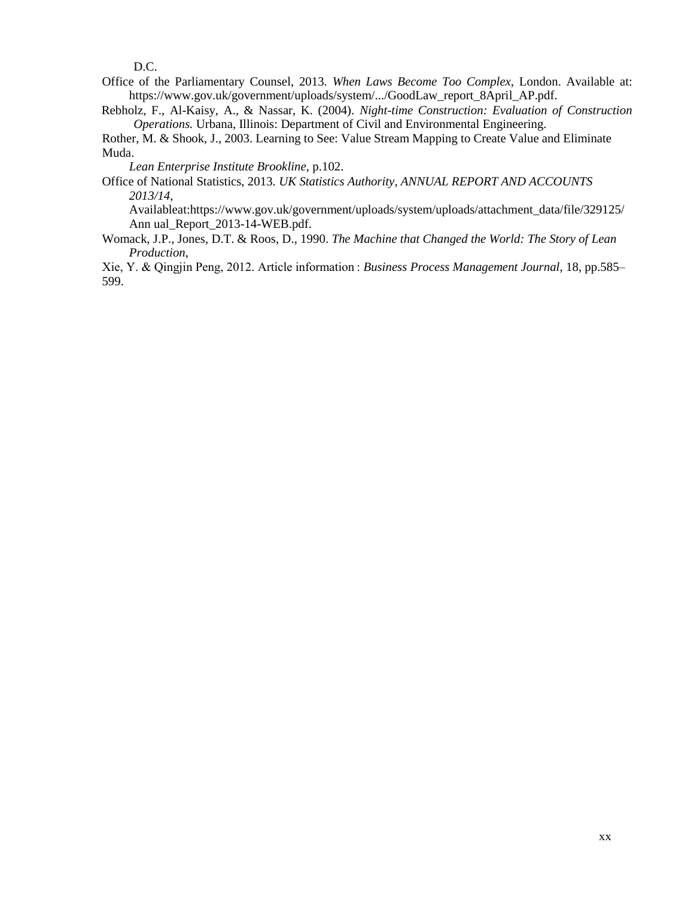D.C.

Office of the Parliamentary Counsel, 2013. *When Laws Become Too Complex*, London. Available at: https://www.gov.uk/government/uploads/system/.../GoodLaw_report_8April_AP.pdf.

Rebholz, F., Al-Kaisy, A., & Nassar, K. (2004). *Night-time Construction: Evaluation of Construction Operations.* Urbana, Illinois: Department of Civil and Environmental Engineering.

Rother, M. & Shook, J., 2003. Learning to See: Value Stream Mapping to Create Value and Eliminate Muda.
*Lean Enterprise Institute Brookline*, p.102.

Office of National Statistics, 2013. *UK Statistics Authority, ANNUAL REPORT AND ACCOUNTS 2013/14*,
Availableat:https://www.gov.uk/government/uploads/system/uploads/attachment_data/file/329125/Ann ual_Report_2013-14-WEB.pdf.

Womack, J.P., Jones, D.T. & Roos, D., 1990. *The Machine that Changed the World: The Story of Lean Production*,

Xie, Y. & Qingjin Peng, 2012. Article information : *Business Process Management Journal*, 18, pp.585–599.